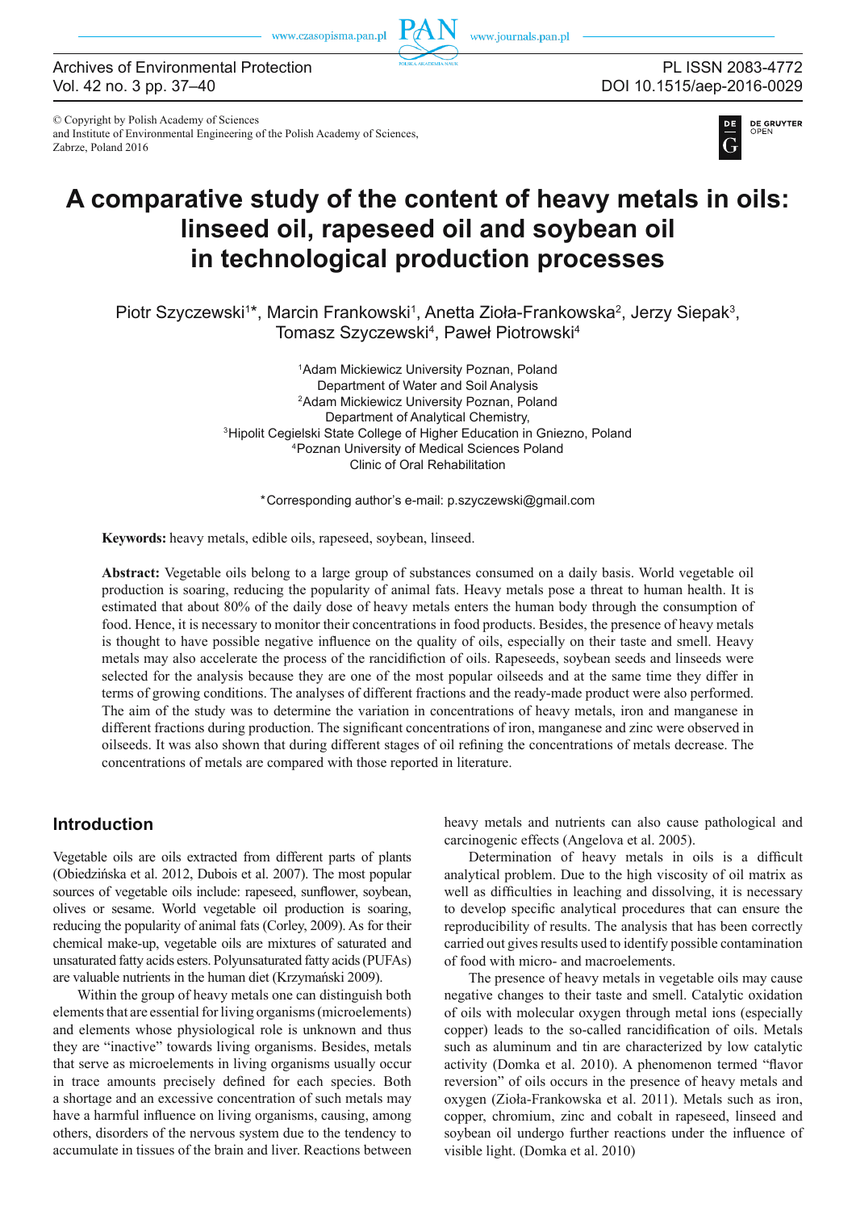© Copyright by Polish Academy of Sciences
and Institute of Environmental Engineering of the Polish Academy of Sciences,
Zabrze, Poland 2016

# A comparative study of the content of heavy metals in oils: linseed oil, rapeseed oil and soybean oil in technological production processes

Piotr Szyczewski[1]*, Marcin Frankowski[1], Anetta Zioła-Frankowska[2], Jerzy Siepak[3], Tomasz Szyczewski[4], Paweł Piotrowski[4]

[1]Adam Mickiewicz University Poznan, Poland
Department of Water and Soil Analysis
[2]Adam Mickiewicz University Poznan, Poland
Department of Analytical Chemistry,
[3]Hipolit Cegielski State College of Higher Education in Gniezno, Poland
[4]Poznan University of Medical Sciences Poland
Clinic of Oral Rehabilitation

*Corresponding author's e-mail: p.szyczewski@gmail.com

**Keywords:** heavy metals, edible oils, rapeseed, soybean, linseed.

**Abstract:** Vegetable oils belong to a large group of substances consumed on a daily basis. World vegetable oil production is soaring, reducing the popularity of animal fats. Heavy metals pose a threat to human health. It is estimated that about 80% of the daily dose of heavy metals enters the human body through the consumption of food. Hence, it is necessary to monitor their concentrations in food products. Besides, the presence of heavy metals is thought to have possible negative influence on the quality of oils, especially on their taste and smell. Heavy metals may also accelerate the process of the rancidification of oils. Rapeseeds, soybean seeds and linseeds were selected for the analysis because they are one of the most popular oilseeds and at the same time they differ in terms of growing conditions. The analyses of different fractions and the ready-made product were also performed. The aim of the study was to determine the variation in concentrations of heavy metals, iron and manganese in different fractions during production. The significant concentrations of iron, manganese and zinc were observed in oilseeds. It was also shown that during different stages of oil refining the concentrations of metals decrease. The concentrations of metals are compared with those reported in literature.

## Introduction

Vegetable oils are oils extracted from different parts of plants (Obiedzińska et al. 2012, Dubois et al. 2007). The most popular sources of vegetable oils include: rapeseed, sunflower, soybean, olives or sesame. World vegetable oil production is soaring, reducing the popularity of animal fats (Corley, 2009). As for their chemical make-up, vegetable oils are mixtures of saturated and unsaturated fatty acids esters. Polyunsaturated fatty acids (PUFAs) are valuable nutrients in the human diet (Krzymański 2009).

Within the group of heavy metals one can distinguish both elements that are essential for living organisms (microelements) and elements whose physiological role is unknown and thus they are "inactive" towards living organisms. Besides, metals that serve as microelements in living organisms usually occur in trace amounts precisely defined for each species. Both a shortage and an excessive concentration of such metals may have a harmful influence on living organisms, causing, among others, disorders of the nervous system due to the tendency to accumulate in tissues of the brain and liver. Reactions between heavy metals and nutrients can also cause pathological and carcinogenic effects (Angelova et al. 2005).

Determination of heavy metals in oils is a difficult analytical problem. Due to the high viscosity of oil matrix as well as difficulties in leaching and dissolving, it is necessary to develop specific analytical procedures that can ensure the reproducibility of results. The analysis that has been correctly carried out gives results used to identify possible contamination of food with micro- and macroelements.

The presence of heavy metals in vegetable oils may cause negative changes to their taste and smell. Catalytic oxidation of oils with molecular oxygen through metal ions (especially copper) leads to the so-called rancidification of oils. Metals such as aluminum and tin are characterized by low catalytic activity (Domka et al. 2010). A phenomenon termed "flavor reversion" of oils occurs in the presence of heavy metals and oxygen (Zioła-Frankowska et al. 2011). Metals such as iron, copper, chromium, zinc and cobalt in rapeseed, linseed and soybean oil undergo further reactions under the influence of visible light. (Domka et al. 2010)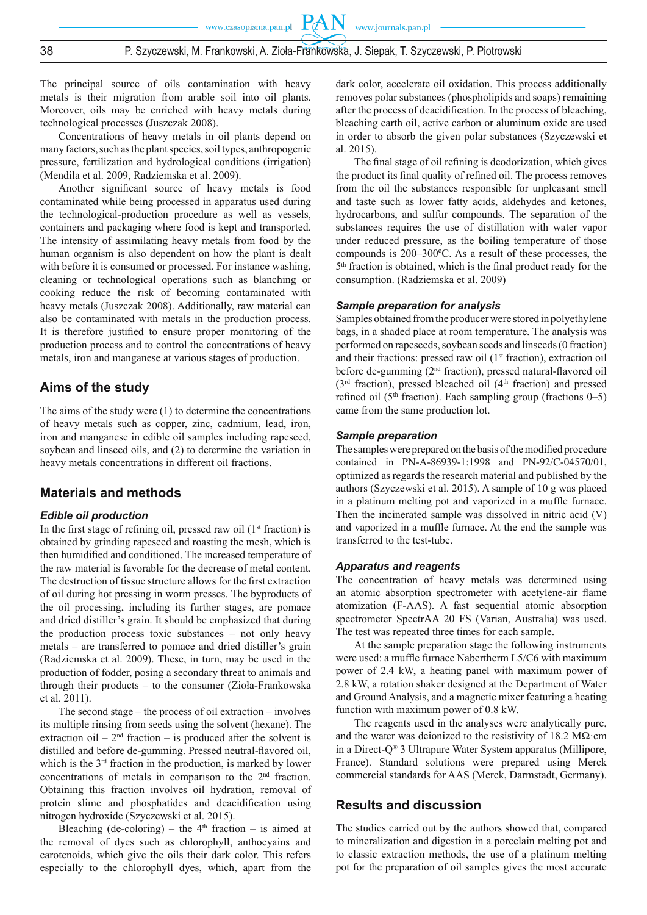The principal source of oils contamination with heavy metals is their migration from arable soil into oil plants. Moreover, oils may be enriched with heavy metals during technological processes (Juszczak 2008).

Concentrations of heavy metals in oil plants depend on many factors, such as the plant species, soil types, anthropogenic pressure, fertilization and hydrological conditions (irrigation) (Mendila et al. 2009, Radziemska et al. 2009).

Another significant source of heavy metals is food contaminated while being processed in apparatus used during the technological-production procedure as well as vessels, containers and packaging where food is kept and transported. The intensity of assimilating heavy metals from food by the human organism is also dependent on how the plant is dealt with before it is consumed or processed. For instance washing, cleaning or technological operations such as blanching or cooking reduce the risk of becoming contaminated with heavy metals (Juszczak 2008). Additionally, raw material can also be contaminated with metals in the production process. It is therefore justified to ensure proper monitoring of the production process and to control the concentrations of heavy metals, iron and manganese at various stages of production.

## Aims of the study

The aims of the study were (1) to determine the concentrations of heavy metals such as copper, zinc, cadmium, lead, iron, iron and manganese in edible oil samples including rapeseed, soybean and linseed oils, and (2) to determine the variation in heavy metals concentrations in different oil fractions.

## Materials and methods

### *Edible oil production*

In the first stage of refining oil, pressed raw oil (1st fraction) is obtained by grinding rapeseed and roasting the mesh, which is then humidified and conditioned. The increased temperature of the raw material is favorable for the decrease of metal content. The destruction of tissue structure allows for the first extraction of oil during hot pressing in worm presses. The byproducts of the oil processing, including its further stages, are pomace and dried distiller's grain. It should be emphasized that during the production process toxic substances – not only heavy metals – are transferred to pomace and dried distiller's grain (Radziemska et al. 2009). These, in turn, may be used in the production of fodder, posing a secondary threat to animals and through their products – to the consumer (Zioła-Frankowska et al. 2011).

The second stage – the process of oil extraction – involves its multiple rinsing from seeds using the solvent (hexane). The extraction oil – 2nd fraction – is produced after the solvent is distilled and before de-gumming. Pressed neutral-flavored oil, which is the 3rd fraction in the production, is marked by lower concentrations of metals in comparison to the 2nd fraction. Obtaining this fraction involves oil hydration, removal of protein slime and phosphatides and deacidification using nitrogen hydroxide (Szyczewski et al. 2015).

Bleaching (de-coloring) – the 4th fraction – is aimed at the removal of dyes such as chlorophyll, anthocyains and carotenoids, which give the oils their dark color. This refers especially to the chlorophyll dyes, which, apart from the dark color, accelerate oil oxidation. This process additionally removes polar substances (phospholipids and soaps) remaining after the process of deacidification. In the process of bleaching, bleaching earth oil, active carbon or aluminum oxide are used in order to absorb the given polar substances (Szyczewski et al. 2015).

The final stage of oil refining is deodorization, which gives the product its final quality of refined oil. The process removes from the oil the substances responsible for unpleasant smell and taste such as lower fatty acids, aldehydes and ketones, hydrocarbons, and sulfur compounds. The separation of the substances requires the use of distillation with water vapor under reduced pressure, as the boiling temperature of those compounds is 200–300ºC. As a result of these processes, the 5th fraction is obtained, which is the final product ready for the consumption. (Radziemska et al. 2009)

### *Sample preparation for analysis*

Samples obtained from the producer were stored in polyethylene bags, in a shaded place at room temperature. The analysis was performed on rapeseeds, soybean seeds and linseeds (0 fraction) and their fractions: pressed raw oil (1st fraction), extraction oil before de-gumming (2nd fraction), pressed natural-flavored oil (3rd fraction), pressed bleached oil (4th fraction) and pressed refined oil (5th fraction). Each sampling group (fractions 0–5) came from the same production lot.

### *Sample preparation*

The samples were prepared on the basis of the modified procedure contained in PN-A-86939-1:1998 and PN-92/C-04570/01, optimized as regards the research material and published by the authors (Szyczewski et al. 2015). A sample of 10 g was placed in a platinum melting pot and vaporized in a muffle furnace. Then the incinerated sample was dissolved in nitric acid (V) and vaporized in a muffle furnace. At the end the sample was transferred to the test-tube.

### *Apparatus and reagents*

The concentration of heavy metals was determined using an atomic absorption spectrometer with acetylene-air flame atomization (F-AAS). A fast sequential atomic absorption spectrometer SpectrAA 20 FS (Varian, Australia) was used. The test was repeated three times for each sample.

At the sample preparation stage the following instruments were used: a muffle furnace Nabertherm L5/C6 with maximum power of 2.4 kW, a heating panel with maximum power of 2.8 kW, a rotation shaker designed at the Department of Water and Ground Analysis, and a magnetic mixer featuring a heating function with maximum power of 0.8 kW.

The reagents used in the analyses were analytically pure, and the water was deionized to the resistivity of 18.2 MΩ·cm in a Direct-Q® 3 Ultrapure Water System apparatus (Millipore, France). Standard solutions were prepared using Merck commercial standards for AAS (Merck, Darmstadt, Germany).

## Results and discussion

The studies carried out by the authors showed that, compared to mineralization and digestion in a porcelain melting pot and to classic extraction methods, the use of a platinum melting pot for the preparation of oil samples gives the most accurate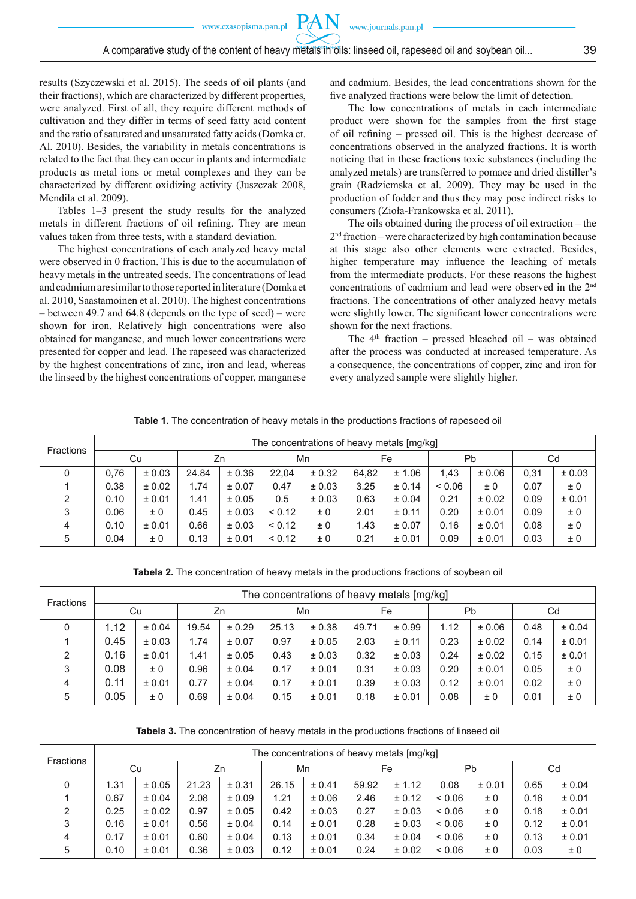results (Szyczewski et al. 2015). The seeds of oil plants (and their fractions), which are characterized by different properties, were analyzed. First of all, they require different methods of cultivation and they differ in terms of seed fatty acid content and the ratio of saturated and unsaturated fatty acids (Domka et. Al. 2010). Besides, the variability in metals concentrations is related to the fact that they can occur in plants and intermediate products as metal ions or metal complexes and they can be characterized by different oxidizing activity (Juszczak 2008, Mendila et al. 2009).

Tables 1–3 present the study results for the analyzed metals in different fractions of oil refining. They are mean values taken from three tests, with a standard deviation.

The highest concentrations of each analyzed heavy metal were observed in 0 fraction. This is due to the accumulation of heavy metals in the untreated seeds. The concentrations of lead and cadmium are similar to those reported in literature (Domka et al. 2010, Saastamoinen et al. 2010). The highest concentrations – between 49.7 and 64.8 (depends on the type of seed) – were shown for iron. Relatively high concentrations were also obtained for manganese, and much lower concentrations were presented for copper and lead. The rapeseed was characterized by the highest concentrations of zinc, iron and lead, whereas the linseed by the highest concentrations of copper, manganese and cadmium. Besides, the lead concentrations shown for the five analyzed fractions were below the limit of detection.

The low concentrations of metals in each intermediate product were shown for the samples from the first stage of oil refining – pressed oil. This is the highest decrease of concentrations observed in the analyzed fractions. It is worth noticing that in these fractions toxic substances (including the analyzed metals) are transferred to pomace and dried distiller's grain (Radziemska et al. 2009). They may be used in the production of fodder and thus they may pose indirect risks to consumers (Zioła-Frankowska et al. 2011).

The oils obtained during the process of oil extraction – the 2nd fraction – were characterized by high contamination because at this stage also other elements were extracted. Besides, higher temperature may influence the leaching of metals from the intermediate products. For these reasons the highest concentrations of cadmium and lead were observed in the 2nd fractions. The concentrations of other analyzed heavy metals were slightly lower. The significant lower concentrations were shown for the next fractions.

The 4th fraction – pressed bleached oil – was obtained after the process was conducted at increased temperature. As a consequence, the concentrations of copper, zinc and iron for every analyzed sample were slightly higher.

**Table 1.** The concentration of heavy metals in the productions fractions of rapeseed oil

| Fractions | The concentrations of heavy metals [mg/kg] | | | | | | | | | | | |
|---|---|---|---|---|---|---|---|---|---|---|---|---|
| | Cu | | Zn | | Mn | | Fe | | Pb | | Cd | |
| 0 | 0,76 | ± 0.03 | 24.84 | ± 0.36 | 22,04 | ± 0.32 | 64,82 | ± 1.06 | 1,43 | ± 0.06 | 0,31 | ± 0.03 |
| 1 | 0.38 | ± 0.02 | 1.74 | ± 0.07 | 0.47 | ± 0.03 | 3.25 | ± 0.14 | < 0.06 | ± 0 | 0.07 | ± 0 |
| 2 | 0.10 | ± 0.01 | 1.41 | ± 0.05 | 0.5 | ± 0.03 | 0.63 | ± 0.04 | 0.21 | ± 0.02 | 0.09 | ± 0.01 |
| 3 | 0.06 | ± 0 | 0.45 | ± 0.03 | < 0.12 | ± 0 | 2.01 | ± 0.11 | 0.20 | ± 0.01 | 0.09 | ± 0 |
| 4 | 0.10 | ± 0.01 | 0.66 | ± 0.03 | < 0.12 | ± 0 | 1.43 | ± 0.07 | 0.16 | ± 0.01 | 0.08 | ± 0 |
| 5 | 0.04 | ± 0 | 0.13 | ± 0.01 | < 0.12 | ± 0 | 0.21 | ± 0.01 | 0.09 | ± 0.01 | 0.03 | ± 0 |

**Tabela 2.** The concentration of heavy metals in the productions fractions of soybean oil

| Fractions | The concentrations of heavy metals [mg/kg] | | | | | | | | | | | |
|---|---|---|---|---|---|---|---|---|---|---|---|---|
| | Cu | | Zn | | Mn | | Fe | | Pb | | Cd | |
| 0 | 1.12 | ± 0.04 | 19.54 | ± 0.29 | 25.13 | ± 0.38 | 49.71 | ± 0.99 | 1.12 | ± 0.06 | 0.48 | ± 0.04 |
| 1 | 0.45 | ± 0.03 | 1.74 | ± 0.07 | 0.97 | ± 0.05 | 2.03 | ± 0.11 | 0.23 | ± 0.02 | 0.14 | ± 0.01 |
| 2 | 0.16 | ± 0.01 | 1.41 | ± 0.05 | 0.43 | ± 0.03 | 0.32 | ± 0.03 | 0.24 | ± 0.02 | 0.15 | ± 0.01 |
| 3 | 0.08 | ± 0 | 0.96 | ± 0.04 | 0.17 | ± 0.01 | 0.31 | ± 0.03 | 0.20 | ± 0.01 | 0.05 | ± 0 |
| 4 | 0.11 | ± 0.01 | 0.77 | ± 0.04 | 0.17 | ± 0.01 | 0.39 | ± 0.03 | 0.12 | ± 0.01 | 0.02 | ± 0 |
| 5 | 0.05 | ± 0 | 0.69 | ± 0.04 | 0.15 | ± 0.01 | 0.18 | ± 0.01 | 0.08 | ± 0 | 0.01 | ± 0 |

**Tabela 3.** The concentration of heavy metals in the productions fractions of linseed oil

| Fractions | The concentrations of heavy metals [mg/kg] | | | | | | | | | | | |
|---|---|---|---|---|---|---|---|---|---|---|---|---|
| | Cu | | Zn | | Mn | | Fe | | Pb | | Cd | |
| 0 | 1.31 | ± 0.05 | 21.23 | ± 0.31 | 26.15 | ± 0.41 | 59.92 | ± 1.12 | 0.08 | ± 0.01 | 0.65 | ± 0.04 |
| 1 | 0.67 | ± 0.04 | 2.08 | ± 0.09 | 1.21 | ± 0.06 | 2.46 | ± 0.12 | < 0.06 | ± 0 | 0.16 | ± 0.01 |
| 2 | 0.25 | ± 0.02 | 0.97 | ± 0.05 | 0.42 | ± 0.03 | 0.27 | ± 0.03 | < 0.06 | ± 0 | 0.18 | ± 0.01 |
| 3 | 0.16 | ± 0.01 | 0.56 | ± 0.04 | 0.14 | ± 0.01 | 0.28 | ± 0.03 | < 0.06 | ± 0 | 0.12 | ± 0.01 |
| 4 | 0.17 | ± 0.01 | 0.60 | ± 0.04 | 0.13 | ± 0.01 | 0.34 | ± 0.04 | < 0.06 | ± 0 | 0.13 | ± 0.01 |
| 5 | 0.10 | ± 0.01 | 0.36 | ± 0.03 | 0.12 | ± 0.01 | 0.24 | ± 0.02 | < 0.06 | ± 0 | 0.03 | ± 0 |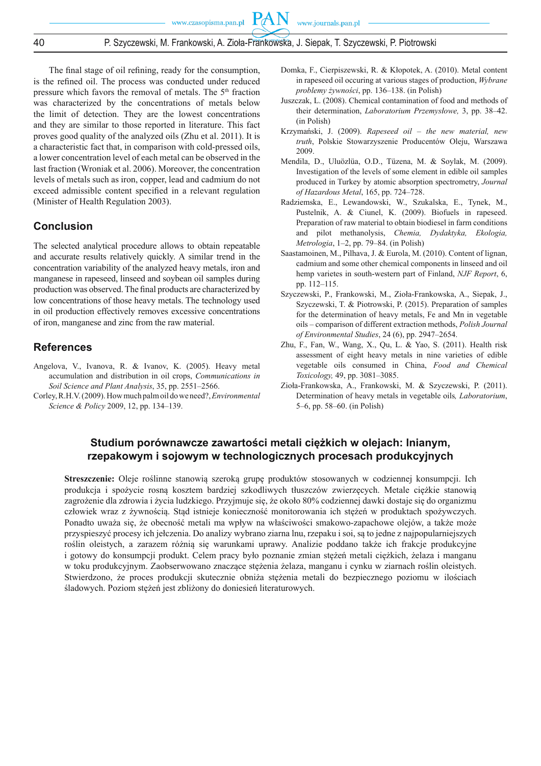The final stage of oil refining, ready for the consumption, is the refined oil. The process was conducted under reduced pressure which favors the removal of metals. The 5th fraction was characterized by the concentrations of metals below the limit of detection. They are the lowest concentrations and they are similar to those reported in literature. This fact proves good quality of the analyzed oils (Zhu et al. 2011). It is a characteristic fact that, in comparison with cold-pressed oils, a lower concentration level of each metal can be observed in the last fraction (Wroniak et al. 2006). Moreover, the concentration levels of metals such as iron, copper, lead and cadmium do not exceed admissible content specified in a relevant regulation (Minister of Health Regulation 2003).

## Conclusion

The selected analytical procedure allows to obtain repeatable and accurate results relatively quickly. A similar trend in the concentration variability of the analyzed heavy metals, iron and manganese in rapeseed, linseed and soybean oil samples during production was observed. The final products are characterized by low concentrations of those heavy metals. The technology used in oil production effectively removes excessive concentrations of iron, manganese and zinc from the raw material.

## References

Angelova, V., Ivanova, R. & Ivanov, K. (2005). Heavy metal accumulation and distribution in oil crops, *Communications in Soil Science and Plant Analysis*, 35, pp. 2551–2566.

Corley, R.H.V. (2009). How much palm oil do we need?, *Environmental Science & Policy* 2009, 12, pp. 134–139.

Domka, F., Cierpiszewski, R. & Kłopotek, A. (2010). Metal content in rapeseed oil occuring at various stages of production, *Wybrane problemy żywności*, pp. 136–138. (in Polish)

Juszczak, L. (2008). Chemical contamination of food and methods of their determination, *Laboratorium Przemysłowe,* 3, pp. 38–42. (in Polish)

Krzymański, J. (2009). *Rapeseed oil – the new material, new truth*, Polskie Stowarzyszenie Producentów Oleju, Warszawa 2009.

Mendila, D., Uluözlüa, O.D., Tüzena, M. & Soylak, M. (2009). Investigation of the levels of some element in edible oil samples produced in Turkey by atomic absorption spectrometry, *Journal of Hazardous Metal*, 165, pp. 724–728.

Radziemska, E., Lewandowski, W., Szukalska, E., Tynek, M., Pustelnik, A. & Ciunel, K. (2009). Biofuels in rapeseed. Preparation of raw material to obtain biodiesel in farm conditions and pilot methanolysis, *Chemia, Dydaktyka, Ekologia, Metrologia*, 1–2, pp. 79–84. (in Polish)

Saastamoinen, M., Pilhava, J. & Eurola, M. (2010). Content of lignan, cadmium and some other chemical components in linseed and oil hemp varietes in south-western part of Finland, *NJF Report*, 6, pp. 112–115.

Szyczewski, P., Frankowski, M., Zioła-Frankowska, A., Siepak, J., Szyczewski, T. & Piotrowski, P. (2015). Preparation of samples for the determination of heavy metals, Fe and Mn in vegetable oils – comparison of different extraction methods, *Polish Journal of Environmental Studies*, 24 (6), pp. 2947–2654.

Zhu, F., Fan, W., Wang, X., Qu, L. & Yao, S. (2011). Health risk assessment of eight heavy metals in nine varieties of edible vegetable oils consumed in China, *Food and Chemical Toxicology,* 49, pp. 3081–3085.

Zioła-Frankowska, A., Frankowski, M. & Szyczewski, P. (2011). Determination of heavy metals in vegetable oils*, Laboratorium*, 5–6, pp. 58–60. (in Polish)

## Studium porównawcze zawartości metali ciężkich w olejach: lnianym, rzepakowym i sojowym w technologicznych procesach produkcyjnych

**Streszczenie:** Oleje roślinne stanowią szeroką grupę produktów stosowanych w codziennej konsumpcji. Ich produkcja i spożycie rosną kosztem bardziej szkodliwych tłuszczów zwierzęcych. Metale ciężkie stanowią zagrożenie dla zdrowia i życia ludzkiego. Przyjmuje się, że około 80% codziennej dawki dostaje się do organizmu człowiek wraz z żywnością. Stąd istnieje konieczność monitorowania ich stężeń w produktach spożywczych. Ponadto uważa się, że obecność metali ma wpływ na właściwości smakowo-zapachowe olejów, a także może przyspieszyć procesy ich jełczenia. Do analizy wybrano ziarna lnu, rzepaku i soi, są to jedne z najpopularniejszych roślin oleistych, a zarazem różnią się warunkami uprawy. Analizie poddano także ich frakcje produkcyjne i gotowy do konsumpcji produkt. Celem pracy było poznanie zmian stężeń metali ciężkich, żelaza i manganu w toku produkcyjnym. Zaobserwowano znaczące stężenia żelaza, manganu i cynku w ziarnach roślin oleistych. Stwierdzono, że proces produkcji skutecznie obniża stężenia metali do bezpiecznego poziomu w ilościach śladowych. Poziom stężeń jest zbliżony do doniesień literaturowych.